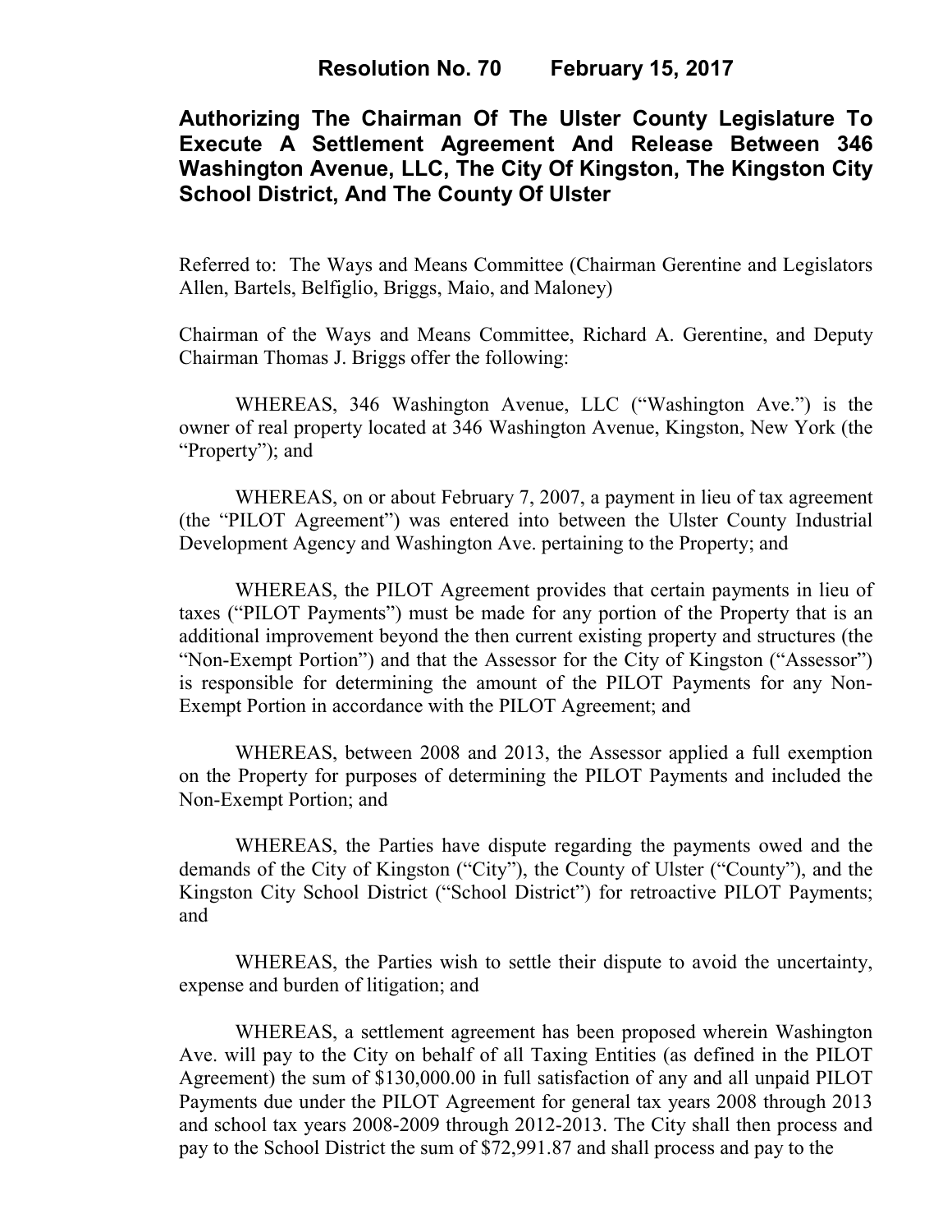**Resolution No. 70 February 15, 2017**

# Authorizing The Chairman Of The Ulster County Legislature To Execute A Settlement Agreement And Release Between 346 Washington Avenue, LLC, The City Of Kingston, The Kingston City School District, And The County Of Ulster

Referred to: The Ways and Means Committee (Chairman Gerentine and Legislators Allen, Bartels, Belfiglio, Briggs, Maio, and Maloney)

Chairman of the Ways and Means Committee, Richard A. Gerentine, and Deputy Chairman Thomas J. Briggs offer the following:

WHEREAS, 346 Washington Avenue, LLC ("Washington Ave.") is the owner of real property located at 346 Washington Avenue, Kingston, New York (the "Property"); and

WHEREAS, on or about February 7, 2007, a payment in lieu of tax agreement (the "PILOT Agreement") was entered into between the Ulster County Industrial Development Agency and Washington Ave. pertaining to the Property; and

WHEREAS, the PILOT Agreement provides that certain payments in lieu of taxes ("PILOT Payments") must be made for any portion of the Property that is an additional improvement beyond the then current existing property and structures (the "Non-Exempt Portion") and that the Assessor for the City of Kingston ("Assessor") is responsible for determining the amount of the PILOT Payments for any Non-Exempt Portion in accordance with the PILOT Agreement; and

WHEREAS, between 2008 and 2013, the Assessor applied a full exemption on the Property for purposes of determining the PILOT Payments and included the Non-Exempt Portion; and

WHEREAS, the Parties have dispute regarding the payments owed and the demands of the City of Kingston ("City"), the County of Ulster ("County"), and the Kingston City School District ("School District") for retroactive PILOT Payments; and

WHEREAS, the Parties wish to settle their dispute to avoid the uncertainty, expense and burden of litigation; and

WHEREAS, a settlement agreement has been proposed wherein Washington Ave. will pay to the City on behalf of all Taxing Entities (as defined in the PILOT Agreement) the sum of $130,000.00 in full satisfaction of any and all unpaid PILOT Payments due under the PILOT Agreement for general tax years 2008 through 2013 and school tax years 2008-2009 through 2012-2013. The City shall then process and pay to the School District the sum of $72,991.87 and shall process and pay to the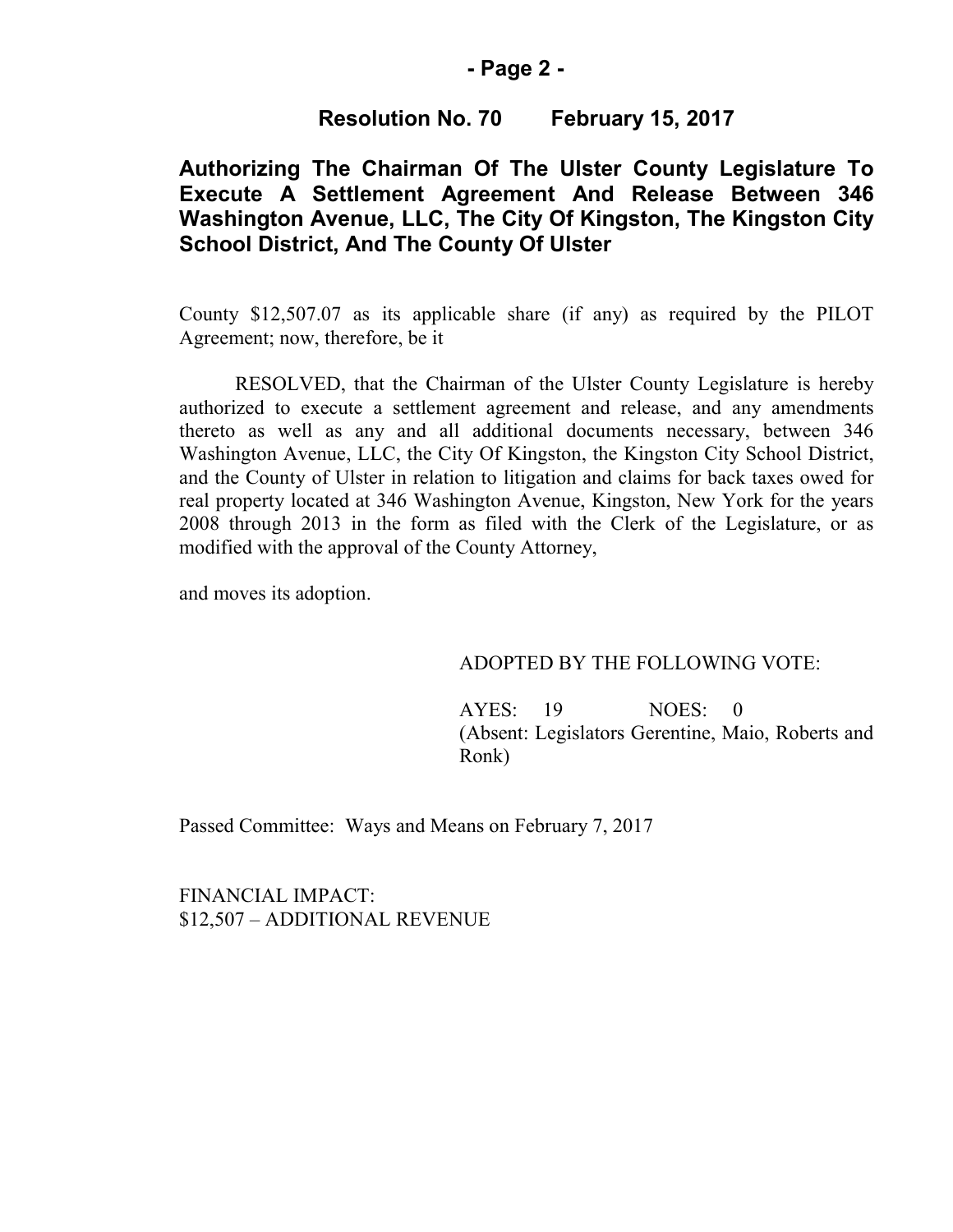# Resolution No. 70 February 15, 2017

## Authorizing The Chairman Of The Ulster County Legislature To Execute A Settlement Agreement And Release Between 346 Washington Avenue, LLC, The City Of Kingston, The Kingston City School District, And The County Of Ulster

County $12,507.07 as its applicable share (if any) as required by the PILOT Agreement; now, therefore, be it

RESOLVED, that the Chairman of the Ulster County Legislature is hereby authorized to execute a settlement agreement and release, and any amendments thereto as well as any and all additional documents necessary, between 346 Washington Avenue, LLC, the City Of Kingston, the Kingston City School District, and the County of Ulster in relation to litigation and claims for back taxes owed for real property located at 346 Washington Avenue, Kingston, New York for the years 2008 through 2013 in the form as filed with the Clerk of the Legislature, or as modified with the approval of the County Attorney,

and moves its adoption.

ADOPTED BY THE FOLLOWING VOTE:

AYES: 19 NOES: 0
(Absent: Legislators Gerentine, Maio, Roberts and Ronk)

Passed Committee: Ways and Means on February 7, 2017

FINANCIAL IMPACT:
$12,507 – ADDITIONAL REVENUE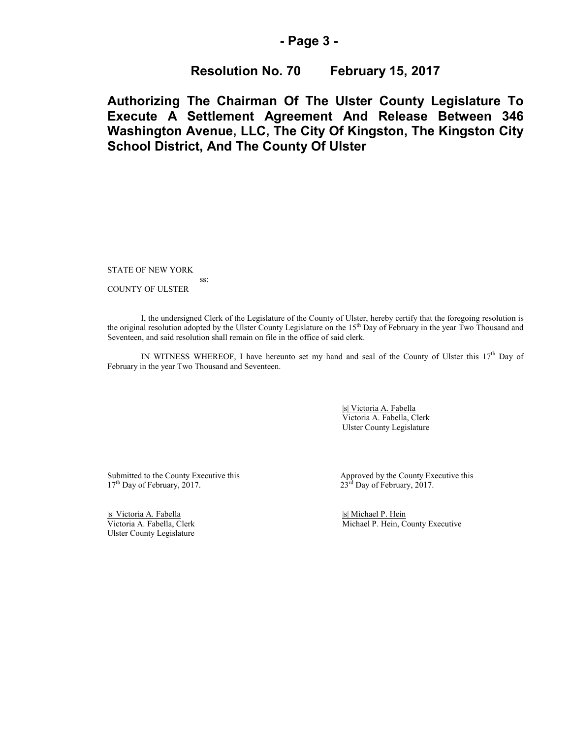## Resolution No. 70 February 15, 2017

# Authorizing The Chairman Of The Ulster County Legislature To Execute A Settlement Agreement And Release Between 346 Washington Avenue, LLC, The City Of Kingston, The Kingston City School District, And The County Of Ulster

STATE OF NEW YORK
ss:
COUNTY OF ULSTER

I, the undersigned Clerk of the Legislature of the County of Ulster, hereby certify that the foregoing resolution is the original resolution adopted by the Ulster County Legislature on the 15th Day of February in the year Two Thousand and Seventeen, and said resolution shall remain on file in the office of said clerk.

IN WITNESS WHEREOF, I have hereunto set my hand and seal of the County of Ulster this 17th Day of February in the year Two Thousand and Seventeen.

|s| Victoria A. Fabella
Victoria A. Fabella, Clerk
Ulster County Legislature

Submitted to the County Executive this 17th Day of February, 2017.

|s| Victoria A. Fabella
Victoria A. Fabella, Clerk
Ulster County Legislature

Approved by the County Executive this 23rd Day of February, 2017.

|s| Michael P. Hein
Michael P. Hein, County Executive